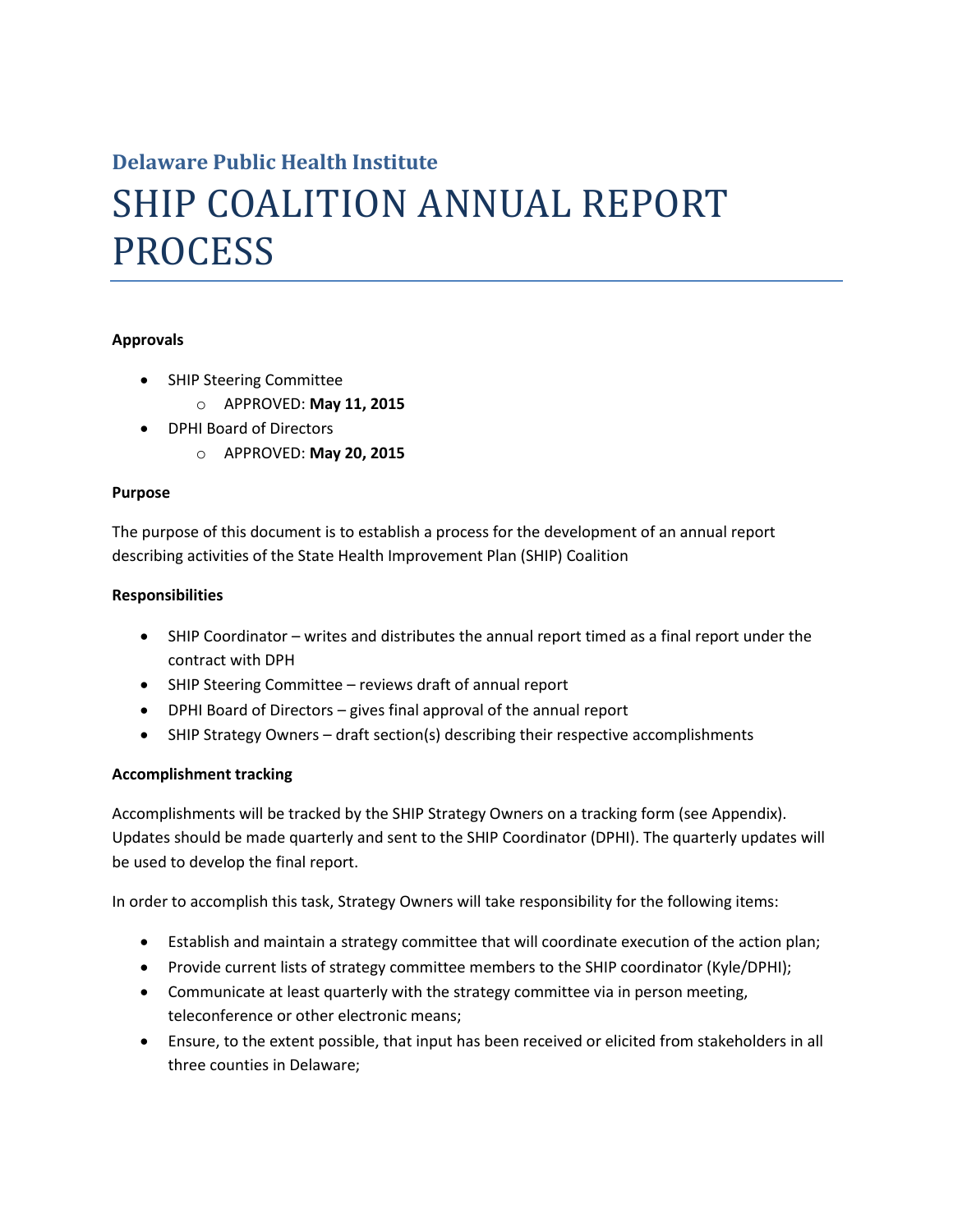## Delaware Public Health Institute

# SHIP COALITION ANNUAL REPORT PROCESS

**Approvals**

- SHIP Steering Committee
  - APPROVED: **May 11, 2015**
- DPHI Board of Directors
  - APPROVED: **May 20, 2015**

**Purpose**

The purpose of this document is to establish a process for the development of an annual report describing activities of the State Health Improvement Plan (SHIP) Coalition

**Responsibilities**

- SHIP Coordinator – writes and distributes the annual report timed as a final report under the contract with DPH
- SHIP Steering Committee – reviews draft of annual report
- DPHI Board of Directors – gives final approval of the annual report
- SHIP Strategy Owners – draft section(s) describing their respective accomplishments

**Accomplishment tracking**

Accomplishments will be tracked by the SHIP Strategy Owners on a tracking form (see Appendix). Updates should be made quarterly and sent to the SHIP Coordinator (DPHI). The quarterly updates will be used to develop the final report.

In order to accomplish this task, Strategy Owners will take responsibility for the following items:

- Establish and maintain a strategy committee that will coordinate execution of the action plan;
- Provide current lists of strategy committee members to the SHIP coordinator (Kyle/DPHI);
- Communicate at least quarterly with the strategy committee via in person meeting, teleconference or other electronic means;
- Ensure, to the extent possible, that input has been received or elicited from stakeholders in all three counties in Delaware;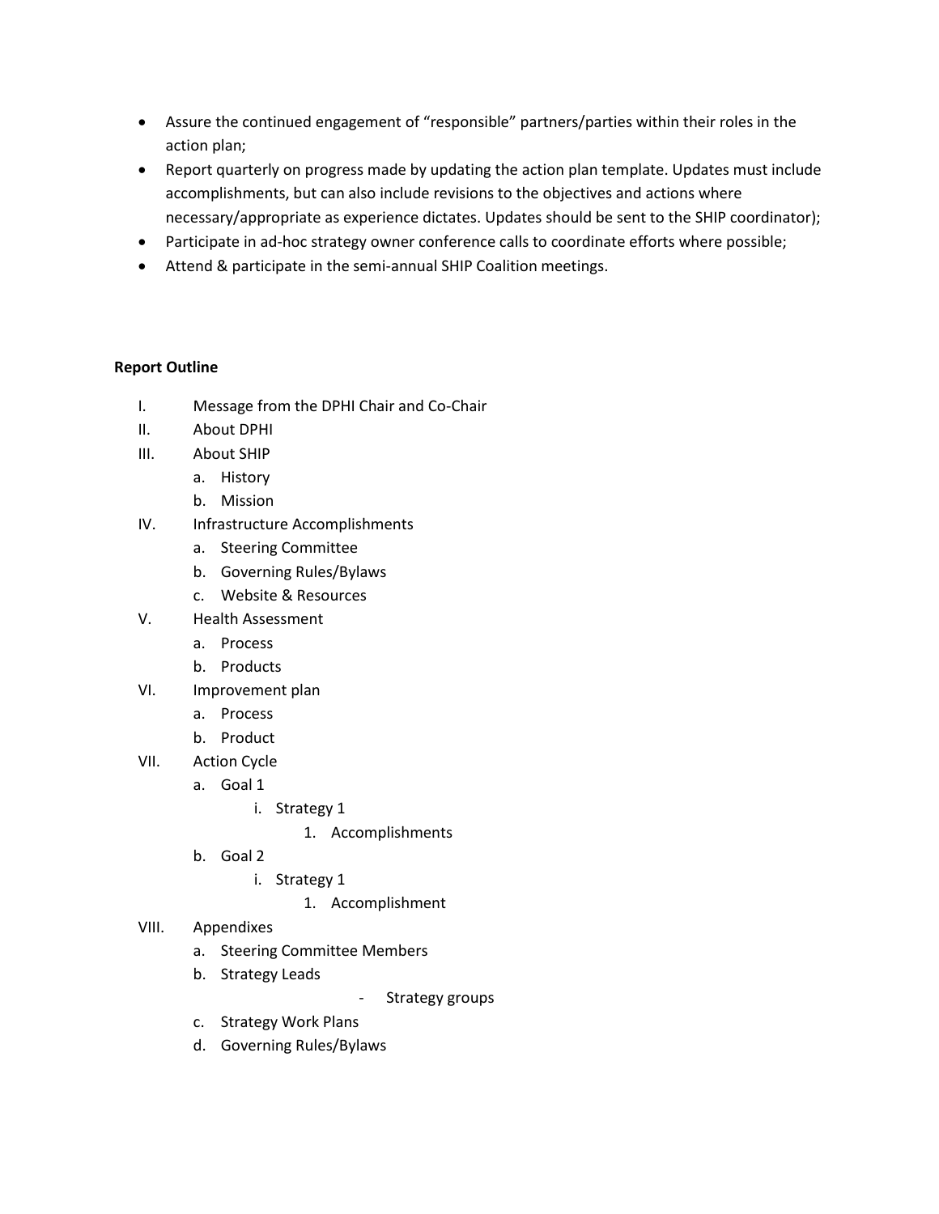- Assure the continued engagement of "responsible" partners/parties within their roles in the action plan;
- Report quarterly on progress made by updating the action plan template. Updates must include accomplishments, but can also include revisions to the objectives and actions where necessary/appropriate as experience dictates. Updates should be sent to the SHIP coordinator);
- Participate in ad-hoc strategy owner conference calls to coordinate efforts where possible;
- Attend & participate in the semi-annual SHIP Coalition meetings.

**Report Outline**

I. Message from the DPHI Chair and Co-Chair

II. About DPHI

III. About SHIP
   a. History
   b. Mission

IV. Infrastructure Accomplishments
   a. Steering Committee
   b. Governing Rules/Bylaws
   c. Website & Resources

V. Health Assessment
   a. Process
   b. Products

VI. Improvement plan
   a. Process
   b. Product

VII. Action Cycle
   a. Goal 1
      i. Strategy 1
         1. Accomplishments
   b. Goal 2
      i. Strategy 1
         1. Accomplishment

VIII. Appendixes
   a. Steering Committee Members
   b. Strategy Leads
      - Strategy groups
   c. Strategy Work Plans
   d. Governing Rules/Bylaws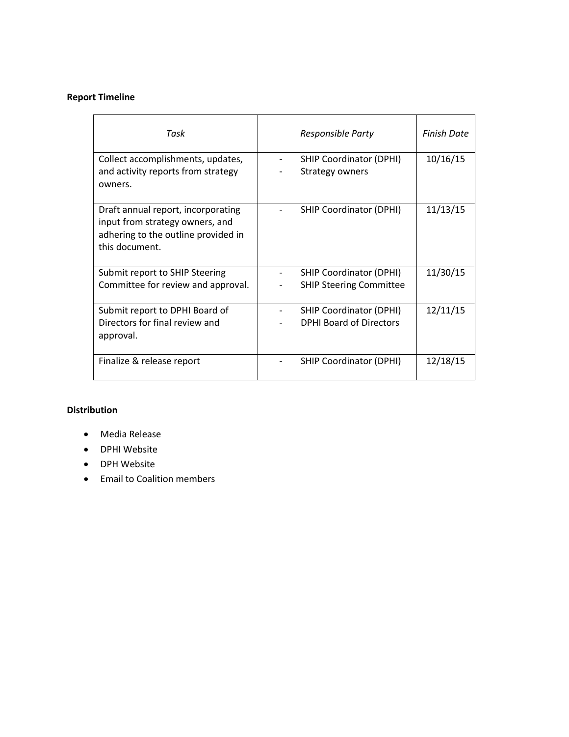**Report Timeline**

| *Task* | *Responsible Party* | *Finish Date* |
|---|---|---|
| Collect accomplishments, updates, and activity reports from strategy owners. | - SHIP Coordinator (DPHI)<br>- Strategy owners | 10/16/15 |
| Draft annual report, incorporating input from strategy owners, and adhering to the outline provided in this document. | - SHIP Coordinator (DPHI) | 11/13/15 |
| Submit report to SHIP Steering Committee for review and approval. | - SHIP Coordinator (DPHI)<br>- SHIP Steering Committee | 11/30/15 |
| Submit report to DPHI Board of Directors for final review and approval. | - SHIP Coordinator (DPHI)<br>- DPHI Board of Directors | 12/11/15 |
| Finalize & release report | - SHIP Coordinator (DPHI) | 12/18/15 |

**Distribution**

- Media Release
- DPHI Website
- DPH Website
- Email to Coalition members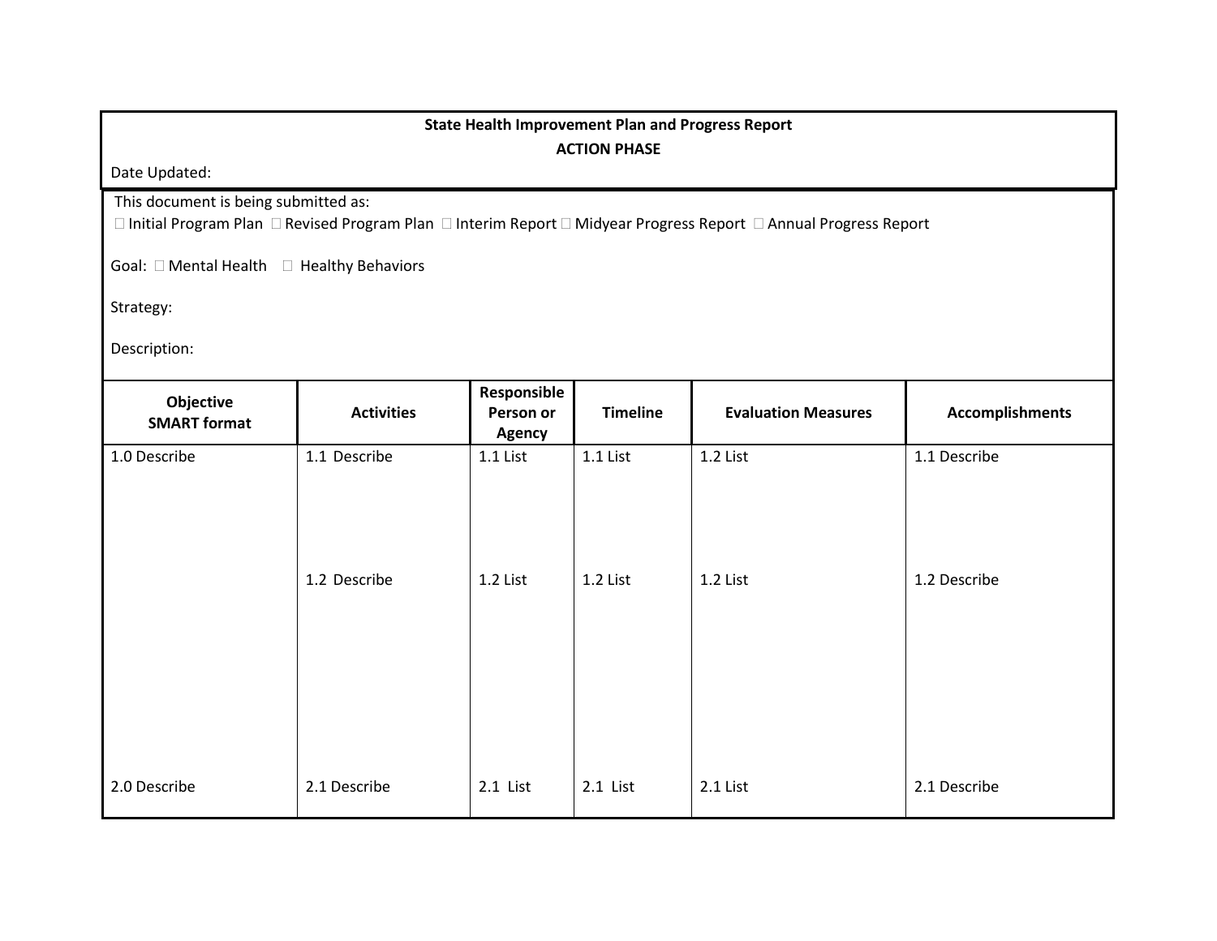**State Health Improvement Plan and Progress Report**

**ACTION PHASE**

Date Updated:

This document is being submitted as:

☐ Initial Program Plan ☐ Revised Program Plan ☐ Interim Report ☐ Midyear Progress Report ☐ Annual Progress Report

Goal: ☐ Mental Health ☐ Healthy Behaviors

Strategy:

Description:

| Objective SMART format | Activities | Responsible Person or Agency | Timeline | Evaluation Measures | Accomplishments |
|---|---|---|---|---|---|
| 1.0 Describe | 1.1 Describe | 1.1 List | 1.1 List | 1.2 List | 1.1 Describe |
| | 1.2 Describe | 1.2 List | 1.2 List | 1.2 List | 1.2 Describe |
| 2.0 Describe | 2.1 Describe | 2.1 List | 2.1 List | 2.1 List | 2.1 Describe |